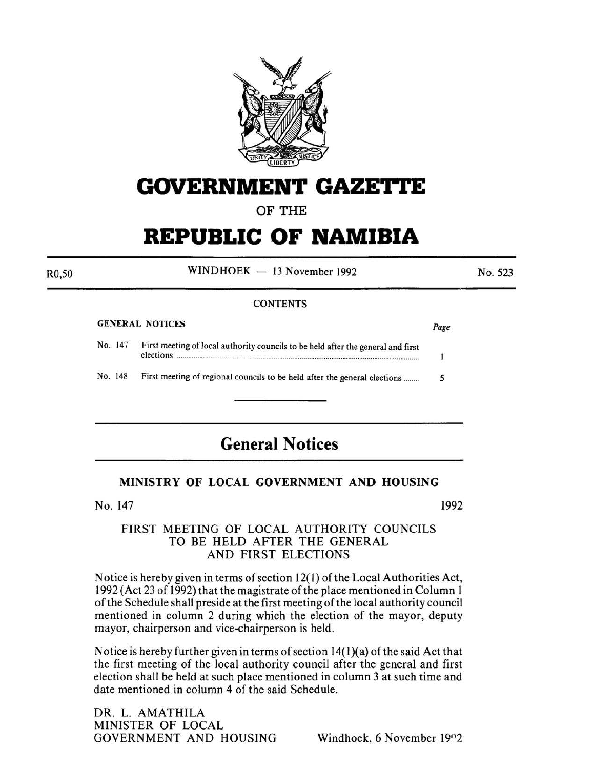# GOVERNMENT GAZETTE

OF THE

# REPUBLIC OF NAMIBIA

R0,50 — WINDHOEK — 13 November 1992 — No. 523

CONTENTS

| GENERAL NOTICES | | Page |
|---|---|---|
| No. 147 | First meeting of local authority councils to be held after the general and first elections | 1 |
| No. 148 | First meeting of regional councils to be held after the general elections | 5 |

## General Notices

### MINISTRY OF LOCAL GOVERNMENT AND HOUSING

No. 147 — 1992

FIRST MEETING OF LOCAL AUTHORITY COUNCILS TO BE HELD AFTER THE GENERAL AND FIRST ELECTIONS

Notice is hereby given in terms of section 12(1) of the Local Authorities Act, 1992 (Act 23 of 1992) that the magistrate of the place mentioned in Column 1 of the Schedule shall preside at the first meeting of the local authority council mentioned in column 2 during which the election of the mayor, deputy mayor, chairperson and vice-chairperson is held.

Notice is hereby further given in terms of section 14(1)(a) of the said Act that the first meeting of the local authority council after the general and first election shall be held at such place mentioned in column 3 at such time and date mentioned in column 4 of the said Schedule.

DR. L. AMATHILA
MINISTER OF LOCAL
GOVERNMENT AND HOUSING

Windhoek, 6 November 1992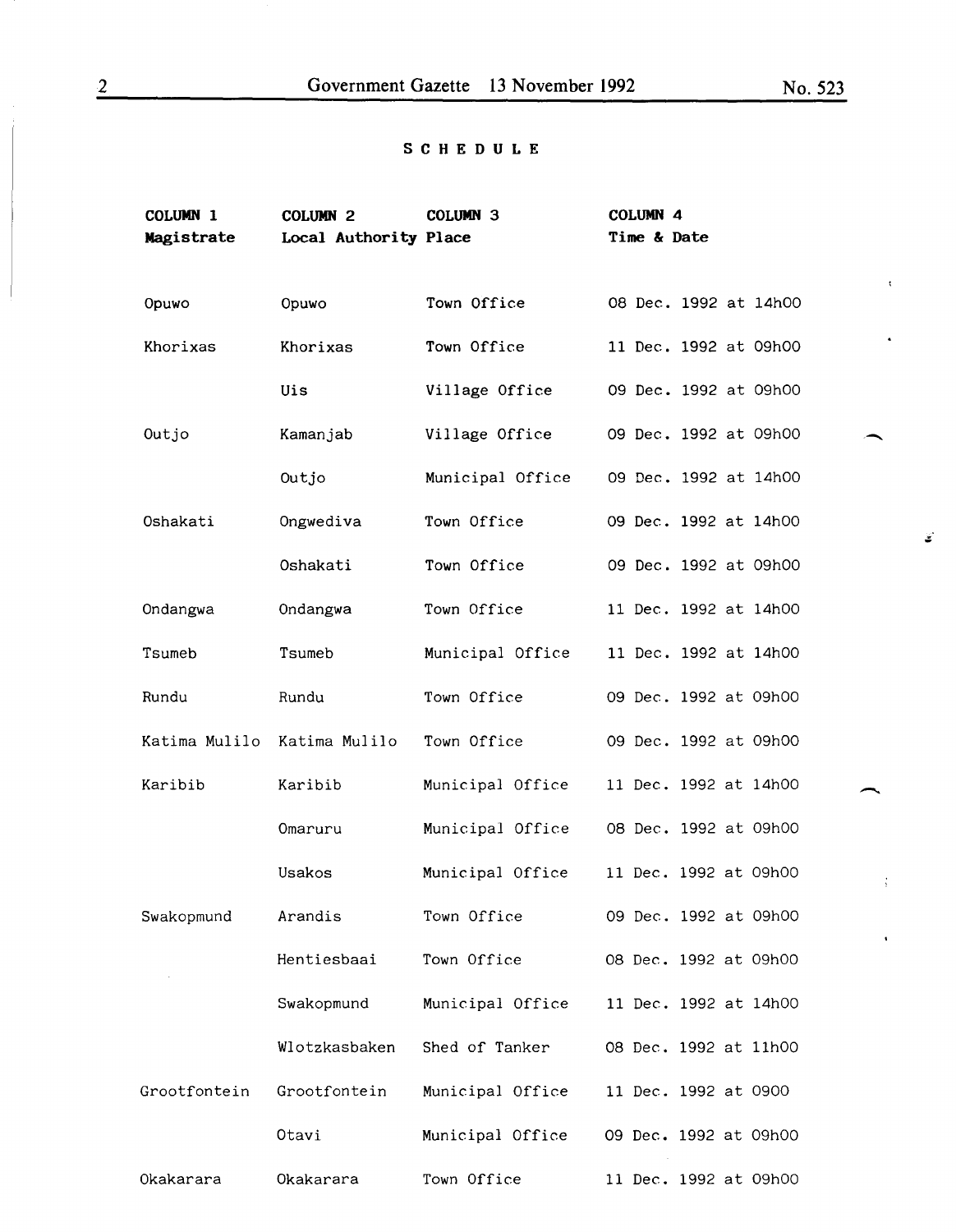## SCHEDULE

| COLUMN 1<br>Magistrate | COLUMN 2<br>Local Authority | COLUMN 3<br>Place | COLUMN 4<br>Time & Date |
|---|---|---|---|
| Opuwo | Opuwo | Town Office | 08 Dec. 1992 at 14h00 |
| Khorixas | Khorixas | Town Office | 11 Dec. 1992 at 09h00 |
| | Uis | Village Office | 09 Dec. 1992 at 09h00 |
| Outjo | Kamanjab | Village Office | 09 Dec. 1992 at 09h00 |
| | Outjo | Municipal Office | 09 Dec. 1992 at 14h00 |
| Oshakati | Ongwediva | Town Office | 09 Dec. 1992 at 14h00 |
| | Oshakati | Town Office | 09 Dec. 1992 at 09h00 |
| Ondangwa | Ondangwa | Town Office | 11 Dec. 1992 at 14h00 |
| Tsumeb | Tsumeb | Municipal Office | 11 Dec. 1992 at 14h00 |
| Rundu | Rundu | Town Office | 09 Dec. 1992 at 09h00 |
| Katima Mulilo | Katima Mulilo | Town Office | 09 Dec. 1992 at 09h00 |
| Karibib | Karibib | Municipal Office | 11 Dec. 1992 at 14h00 |
| | Omaruru | Municipal Office | 08 Dec. 1992 at 09h00 |
| | Usakos | Municipal Office | 11 Dec. 1992 at 09h00 |
| Swakopmund | Arandis | Town Office | 09 Dec. 1992 at 09h00 |
| | Hentiesbaai | Town Office | 08 Dec. 1992 at 09h00 |
| | Swakopmund | Municipal Office | 11 Dec. 1992 at 14h00 |
| | Wlotzkasbaken | Shed of Tanker | 08 Dec. 1992 at 11h00 |
| Grootfontein | Grootfontein | Municipal Office | 11 Dec. 1992 at 0900 |
| | Otavi | Municipal Office | 09 Dec. 1992 at 09h00 |
| Okakarara | Okakarara | Town Office | 11 Dec. 1992 at 09h00 |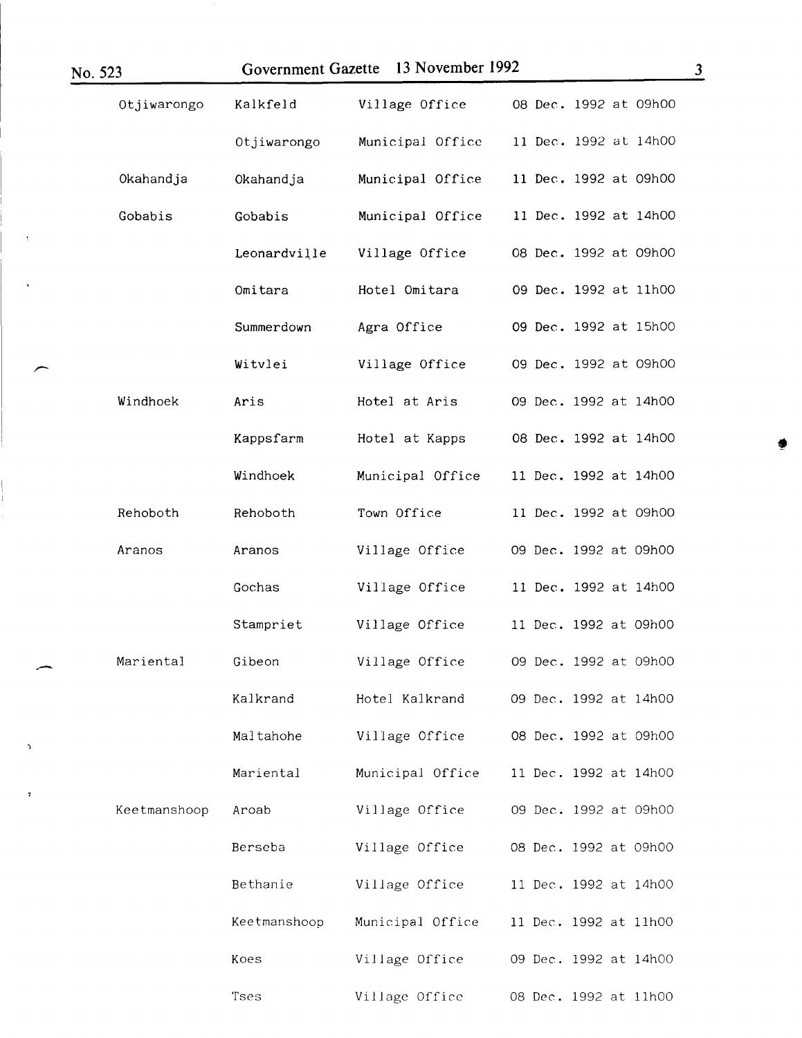| | | | |
|---|---|---|---|
| Otjiwarongo | Kalkfeld | Village Office | 08 Dec. 1992 at 09h00 |
| | Otjiwarongo | Municipal Office | 11 Dec. 1992 at 14h00 |
| Okahandja | Okahandja | Municipal Office | 11 Dec. 1992 at 09h00 |
| Gobabis | Gobabis | Municipal Office | 11 Dec. 1992 at 14h00 |
| | Leonardville | Village Office | 08 Dec. 1992 at 09h00 |
| | Omitara | Hotel Omitara | 09 Dec. 1992 at 11h00 |
| | Summerdown | Agra Office | 09 Dec. 1992 at 15h00 |
| | Witvlei | Village Office | 09 Dec. 1992 at 09h00 |
| Windhoek | Aris | Hotel at Aris | 09 Dec. 1992 at 14h00 |
| | Kappsfarm | Hotel at Kapps | 08 Dec. 1992 at 14h00 |
| | Windhoek | Municipal Office | 11 Dec. 1992 at 14h00 |
| Rehoboth | Rehoboth | Town Office | 11 Dec. 1992 at 09h00 |
| Aranos | Aranos | Village Office | 09 Dec. 1992 at 09h00 |
| | Gochas | Village Office | 11 Dec. 1992 at 14h00 |
| | Stampriet | Village Office | 11 Dec. 1992 at 09h00 |
| Mariental | Gibeon | Village Office | 09 Dec. 1992 at 09h00 |
| | Kalkrand | Hotel Kalkrand | 09 Dec. 1992 at 14h00 |
| | Maltahohe | Village Office | 08 Dec. 1992 at 09h00 |
| | Mariental | Municipal Office | 11 Dec. 1992 at 14h00 |
| Keetmanshoop | Aroab | Village Office | 09 Dec. 1992 at 09h00 |
| | Berseba | Village Office | 08 Dec. 1992 at 09h00 |
| | Bethanie | Village Office | 11 Dec. 1992 at 14h00 |
| | Keetmanshoop | Municipal Office | 11 Dec. 1992 at 11h00 |
| | Koes | Village Office | 09 Dec. 1992 at 14h00 |
| | Tses | Village Office | 08 Dec. 1992 at 11h00 |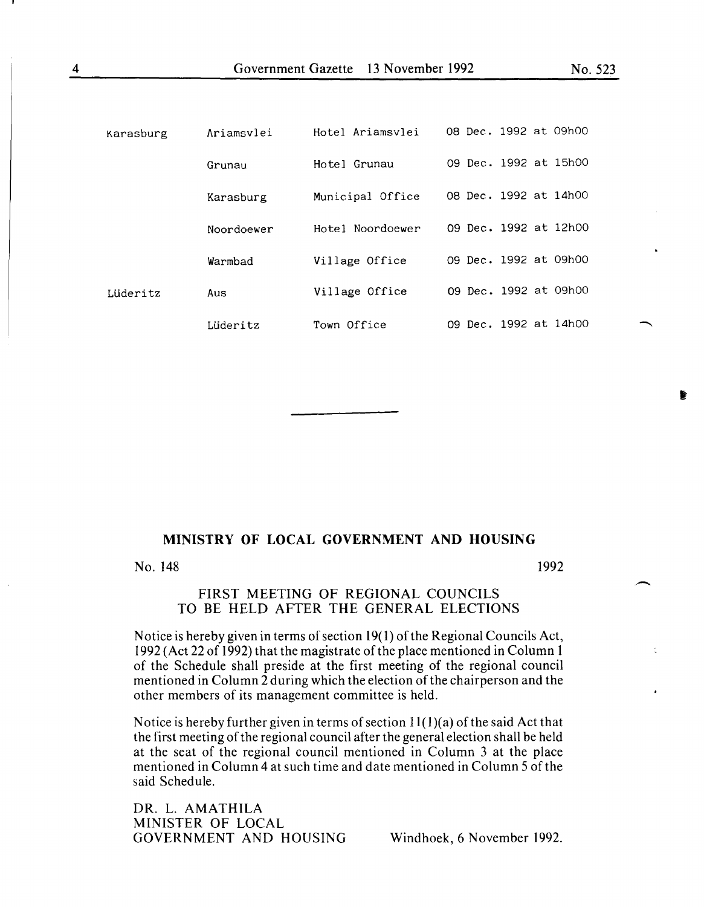| | | | |
|---|---|---|---|
| Karasburg | Ariamsvlei | Hotel Ariamsvlei | 08 Dec. 1992 at 09h00 |
| | Grunau | Hotel Grunau | 09 Dec. 1992 at 15h00 |
| | Karasburg | Municipal Office | 08 Dec. 1992 at 14h00 |
| | Noordoewer | Hotel Noordoewer | 09 Dec. 1992 at 12h00 |
| | Warmbad | Village Office | 09 Dec. 1992 at 09h00 |
| Lüderitz | Aus | Village Office | 09 Dec. 1992 at 09h00 |
| | Lüderitz | Town Office | 09 Dec. 1992 at 14h00 |

---

## MINISTRY OF LOCAL GOVERNMENT AND HOUSING

No. 148 1992

### FIRST MEETING OF REGIONAL COUNCILS TO BE HELD AFTER THE GENERAL ELECTIONS

Notice is hereby given in terms of section 19(1) of the Regional Councils Act, 1992 (Act 22 of 1992) that the magistrate of the place mentioned in Column 1 of the Schedule shall preside at the first meeting of the regional council mentioned in Column 2 during which the election of the chairperson and the other members of its management committee is held.

Notice is hereby further given in terms of section 11(1)(a) of the said Act that the first meeting of the regional council after the general election shall be held at the seat of the regional council mentioned in Column 3 at the place mentioned in Column 4 at such time and date mentioned in Column 5 of the said Schedule.

DR. L. AMATHILA
MINISTER OF LOCAL
GOVERNMENT AND HOUSING

Windhoek, 6 November 1992.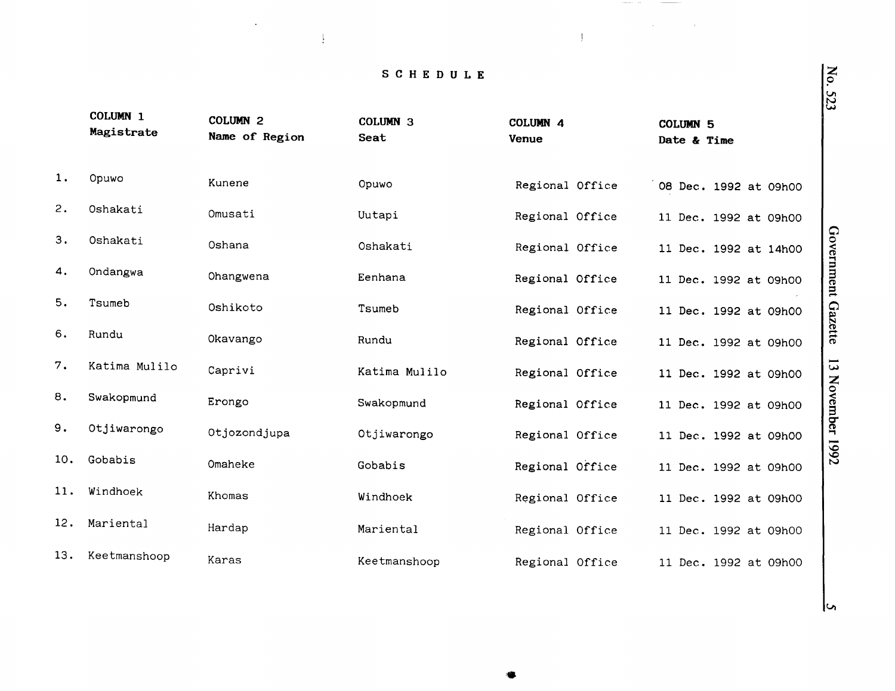# SCHEDULE

| | COLUMN 1 Magistrate | COLUMN 2 Name of Region | COLUMN 3 Seat | COLUMN 4 Venue | COLUMN 5 Date & Time |
|---|---|---|---|---|---|
| 1. | Opuwo | Kunene | Opuwo | Regional Office | 08 Dec. 1992 at 09h00 |
| 2. | Oshakati | Omusati | Uutapi | Regional Office | 11 Dec. 1992 at 09h00 |
| 3. | Oshakati | Oshana | Oshakati | Regional Office | 11 Dec. 1992 at 14h00 |
| 4. | Ondangwa | Ohangwena | Eenhana | Regional Office | 11 Dec. 1992 at 09h00 |
| 5. | Tsumeb | Oshikoto | Tsumeb | Regional Office | 11 Dec. 1992 at 09h00 |
| 6. | Rundu | Okavango | Rundu | Regional Office | 11 Dec. 1992 at 09h00 |
| 7. | Katima Mulilo | Caprivi | Katima Mulilo | Regional Office | 11 Dec. 1992 at 09h00 |
| 8. | Swakopmund | Erongo | Swakopmund | Regional Office | 11 Dec. 1992 at 09h00 |
| 9. | Otjiwarongo | Otjozondjupa | Otjiwarongo | Regional Office | 11 Dec. 1992 at 09h00 |
| 10. | Gobabis | Omaheke | Gobabis | Regional Office | 11 Dec. 1992 at 09h00 |
| 11. | Windhoek | Khomas | Windhoek | Regional Office | 11 Dec. 1992 at 09h00 |
| 12. | Mariental | Hardap | Mariental | Regional Office | 11 Dec. 1992 at 09h00 |
| 13. | Keetmanshoop | Karas | Keetmanshoop | Regional Office | 11 Dec. 1992 at 09h00 |